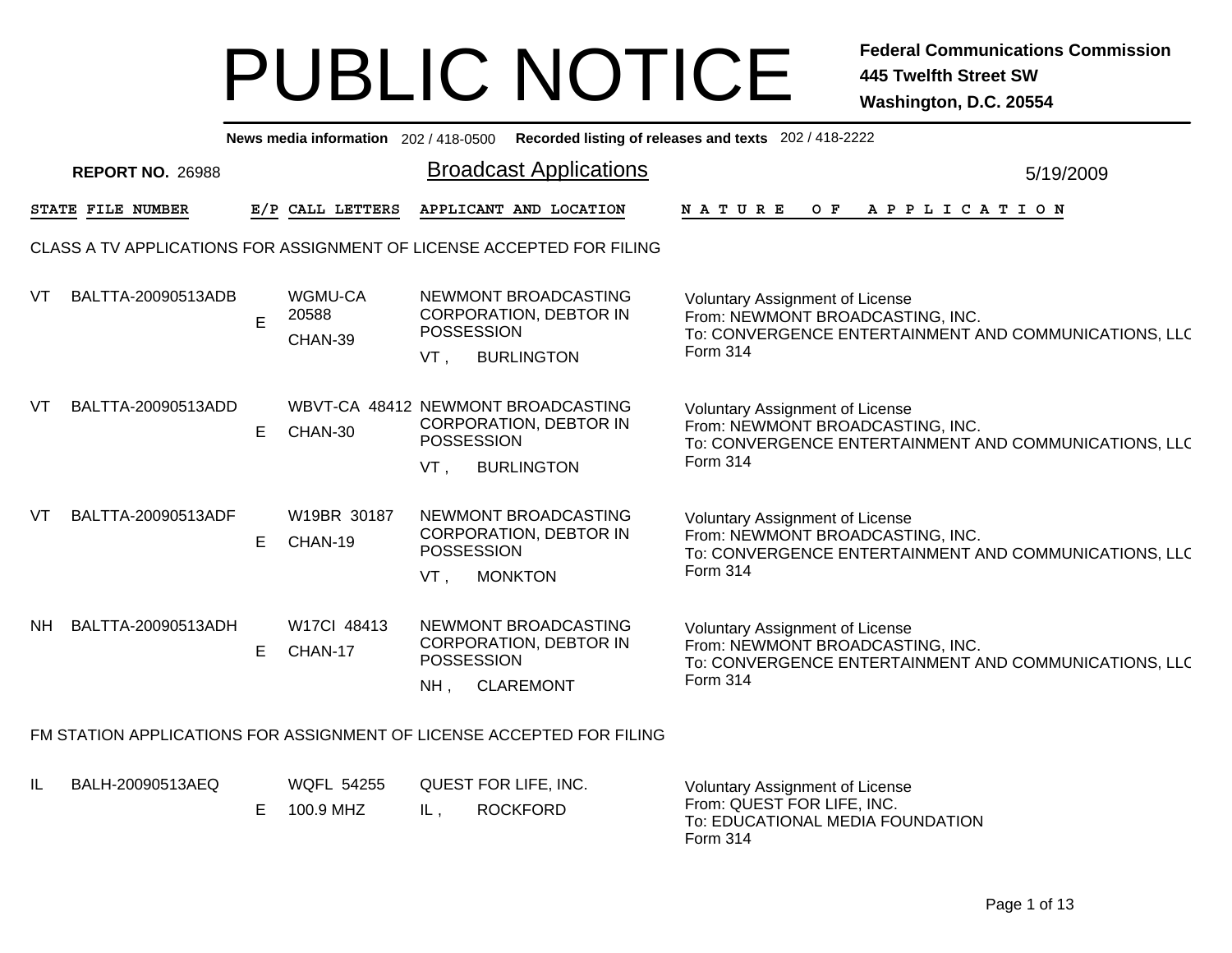# PUBLIC NOTICE

**Federal Communications Commission**
**445 Twelfth Street SW**
**Washington, D.C. 20554**

**News media information** 202 / 418-0500 **Recorded listing of releases and texts** 202 / 418-2222

**REPORT NO.** 26988

## Broadcast Applications

5/19/2009

| STATE | FILE NUMBER | E/P | CALL LETTERS | APPLICANT AND LOCATION | NATURE OF APPLICATION |
|---|---|---|---|---|---|

CLASS A TV APPLICATIONS FOR ASSIGNMENT OF LICENSE ACCEPTED FOR FILING

| STATE | FILE NUMBER | E/P | CALL LETTERS | APPLICANT AND LOCATION | NATURE OF APPLICATION |
|---|---|---|---|---|---|
| VT | BALTTA-20090513ADB | E | WGMU-CA 20588 CHAN-39 | NEWMONT BROADCASTING CORPORATION, DEBTOR IN POSSESSION VT , BURLINGTON | Voluntary Assignment of License From: NEWMONT BROADCASTING, INC. To: CONVERGENCE ENTERTAINMENT AND COMMUNICATIONS, LLC Form 314 |
| VT | BALTTA-20090513ADD | E | WBVT-CA 48412 CHAN-30 | NEWMONT BROADCASTING CORPORATION, DEBTOR IN POSSESSION VT , BURLINGTON | Voluntary Assignment of License From: NEWMONT BROADCASTING, INC. To: CONVERGENCE ENTERTAINMENT AND COMMUNICATIONS, LLC Form 314 |
| VT | BALTTA-20090513ADF | E | W19BR 30187 CHAN-19 | NEWMONT BROADCASTING CORPORATION, DEBTOR IN POSSESSION VT , MONKTON | Voluntary Assignment of License From: NEWMONT BROADCASTING, INC. To: CONVERGENCE ENTERTAINMENT AND COMMUNICATIONS, LLC Form 314 |
| NH | BALTTA-20090513ADH | E | W17CI 48413 CHAN-17 | NEWMONT BROADCASTING CORPORATION, DEBTOR IN POSSESSION NH , CLAREMONT | Voluntary Assignment of License From: NEWMONT BROADCASTING, INC. To: CONVERGENCE ENTERTAINMENT AND COMMUNICATIONS, LLC Form 314 |

FM STATION APPLICATIONS FOR ASSIGNMENT OF LICENSE ACCEPTED FOR FILING

| STATE | FILE NUMBER | E/P | CALL LETTERS | APPLICANT AND LOCATION | NATURE OF APPLICATION |
|---|---|---|---|---|---|
| IL | BALH-20090513AEQ | E | WQFL 54255 100.9 MHZ | QUEST FOR LIFE, INC. IL , ROCKFORD | Voluntary Assignment of License From: QUEST FOR LIFE, INC. To: EDUCATIONAL MEDIA FOUNDATION Form 314 |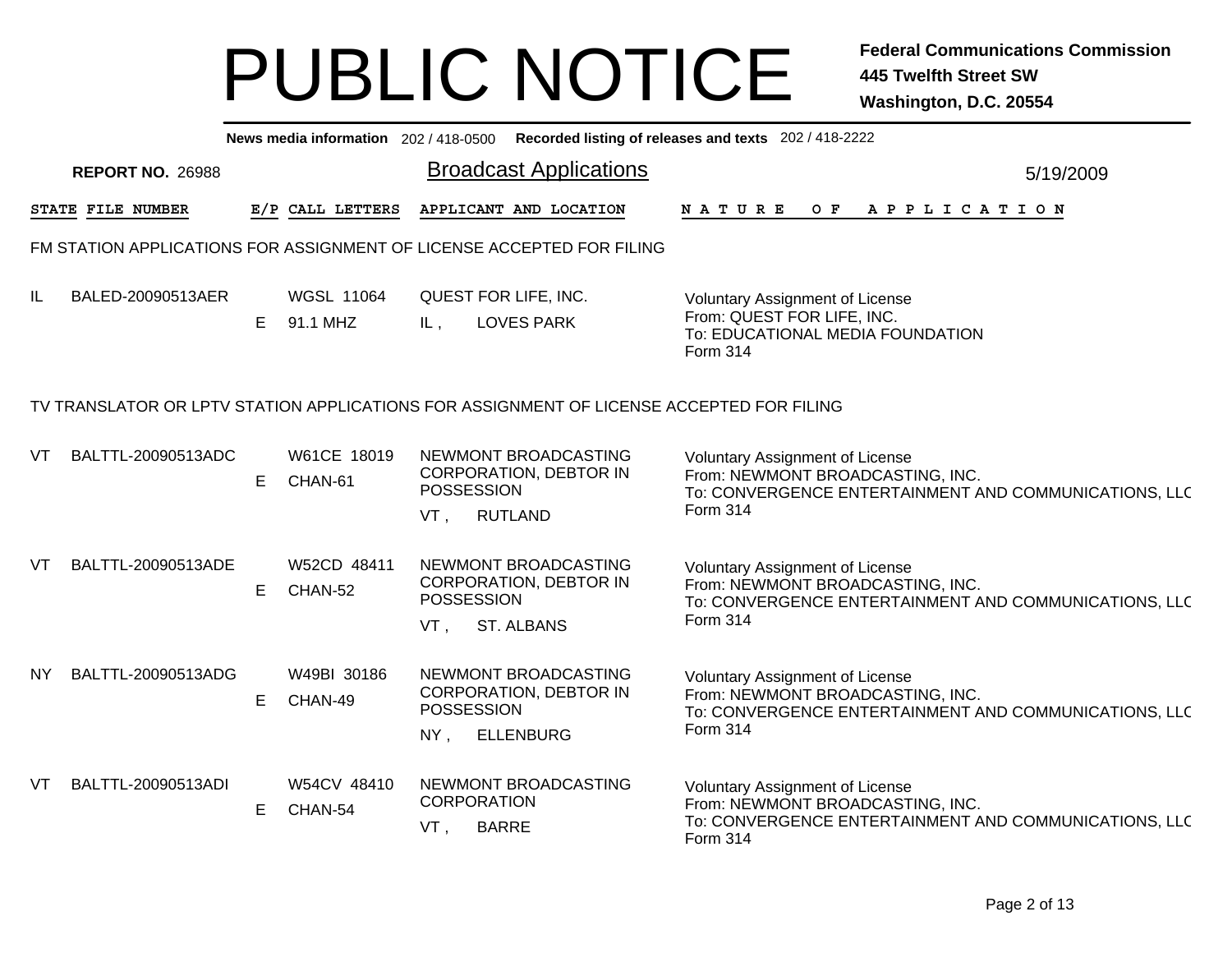# PUBLIC NOTICE

**Federal Communications Commission**
**445 Twelfth Street SW**
**Washington, D.C. 20554**

**News media information** 202 / 418-0500 **Recorded listing of releases and texts** 202 / 418-2222

**REPORT NO.** 26988

## Broadcast Applications

5/19/2009

### FM STATION APPLICATIONS FOR ASSIGNMENT OF LICENSE ACCEPTED FOR FILING

| STATE | FILE NUMBER | E/P | CALL LETTERS | APPLICANT AND LOCATION | NATURE OF APPLICATION |
|---|---|---|---|---|---|
| IL | BALED-20090513AER | E | WGSL 11064<br>91.1 MHZ | QUEST FOR LIFE, INC.<br>IL , LOVES PARK | Voluntary Assignment of License<br>From: QUEST FOR LIFE, INC.<br>To: EDUCATIONAL MEDIA FOUNDATION<br>Form 314 |

### TV TRANSLATOR OR LPTV STATION APPLICATIONS FOR ASSIGNMENT OF LICENSE ACCEPTED FOR FILING

| STATE | FILE NUMBER | E/P | CALL LETTERS | APPLICANT AND LOCATION | NATURE OF APPLICATION |
|---|---|---|---|---|---|
| VT | BALTTL-20090513ADC | E | W61CE 18019<br>CHAN-61 | NEWMONT BROADCASTING CORPORATION, DEBTOR IN POSSESSION<br>VT , RUTLAND | Voluntary Assignment of License<br>From: NEWMONT BROADCASTING, INC.<br>To: CONVERGENCE ENTERTAINMENT AND COMMUNICATIONS, LLC<br>Form 314 |
| VT | BALTTL-20090513ADE | E | W52CD 48411<br>CHAN-52 | NEWMONT BROADCASTING CORPORATION, DEBTOR IN POSSESSION<br>VT , ST. ALBANS | Voluntary Assignment of License<br>From: NEWMONT BROADCASTING, INC.<br>To: CONVERGENCE ENTERTAINMENT AND COMMUNICATIONS, LLC<br>Form 314 |
| NY | BALTTL-20090513ADG | E | W49BI 30186<br>CHAN-49 | NEWMONT BROADCASTING CORPORATION, DEBTOR IN POSSESSION<br>NY , ELLENBURG | Voluntary Assignment of License<br>From: NEWMONT BROADCASTING, INC.<br>To: CONVERGENCE ENTERTAINMENT AND COMMUNICATIONS, LLC<br>Form 314 |
| VT | BALTTL-20090513ADI | E | W54CV 48410<br>CHAN-54 | NEWMONT BROADCASTING CORPORATION<br>VT , BARRE | Voluntary Assignment of License<br>From: NEWMONT BROADCASTING, INC.<br>To: CONVERGENCE ENTERTAINMENT AND COMMUNICATIONS, LLC<br>Form 314 |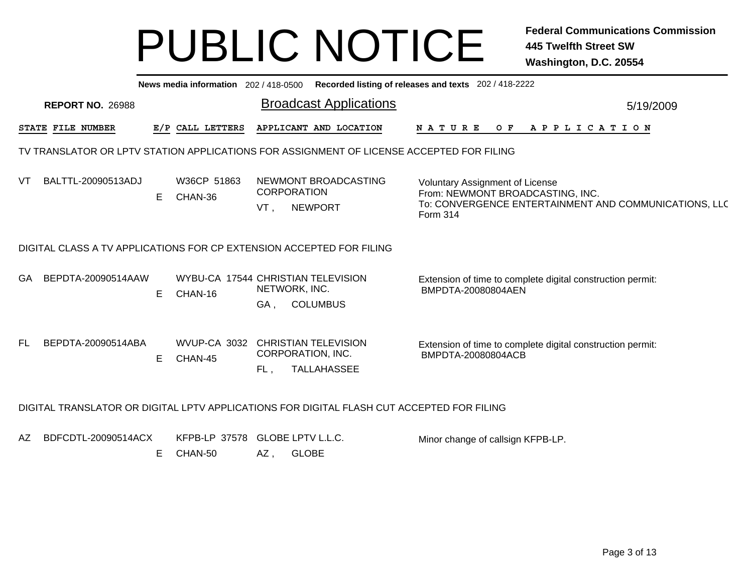# PUBLIC NOTICE

**Federal Communications Commission**
**445 Twelfth Street SW**
**Washington, D.C. 20554**

**News media information** 202 / 418-0500 **Recorded listing of releases and texts** 202 / 418-2222

**REPORT NO.** 26988

## Broadcast Applications

5/19/2009

| STATE | FILE NUMBER | E/P | CALL LETTERS | APPLICANT AND LOCATION | NATURE OF APPLICATION |
|---|---|---|---|---|---|

### TV TRANSLATOR OR LPTV STATION APPLICATIONS FOR ASSIGNMENT OF LICENSE ACCEPTED FOR FILING

| STATE | FILE NUMBER | E/P | CALL LETTERS | APPLICANT AND LOCATION | NATURE OF APPLICATION |
|---|---|---|---|---|---|
| VT | BALTTL-20090513ADJ | E | W36CP 51863 CHAN-36 | NEWMONT BROADCASTING CORPORATION VT , NEWPORT | Voluntary Assignment of License From: NEWMONT BROADCASTING, INC. To: CONVERGENCE ENTERTAINMENT AND COMMUNICATIONS, LLC Form 314 |

### DIGITAL CLASS A TV APPLICATIONS FOR CP EXTENSION ACCEPTED FOR FILING

| STATE | FILE NUMBER | E/P | CALL LETTERS | APPLICANT AND LOCATION | NATURE OF APPLICATION |
|---|---|---|---|---|---|
| GA | BEPDTA-20090514AAW | E | WYBU-CA 17544 CHAN-16 | CHRISTIAN TELEVISION NETWORK, INC. GA , COLUMBUS | Extension of time to complete digital construction permit: BMPDTA-20080804AEN |
| FL | BEPDTA-20090514ABA | E | WVUP-CA 3032 CHAN-45 | CHRISTIAN TELEVISION CORPORATION, INC. FL , TALLAHASSEE | Extension of time to complete digital construction permit: BMPDTA-20080804ACB |

### DIGITAL TRANSLATOR OR DIGITAL LPTV APPLICATIONS FOR DIGITAL FLASH CUT ACCEPTED FOR FILING

| STATE | FILE NUMBER | E/P | CALL LETTERS | APPLICANT AND LOCATION | NATURE OF APPLICATION |
|---|---|---|---|---|---|
| AZ | BDFCDTL-20090514ACX | E | KFPB-LP 37578 CHAN-50 | GLOBE LPTV L.L.C. AZ , GLOBE | Minor change of callsign KFPB-LP. |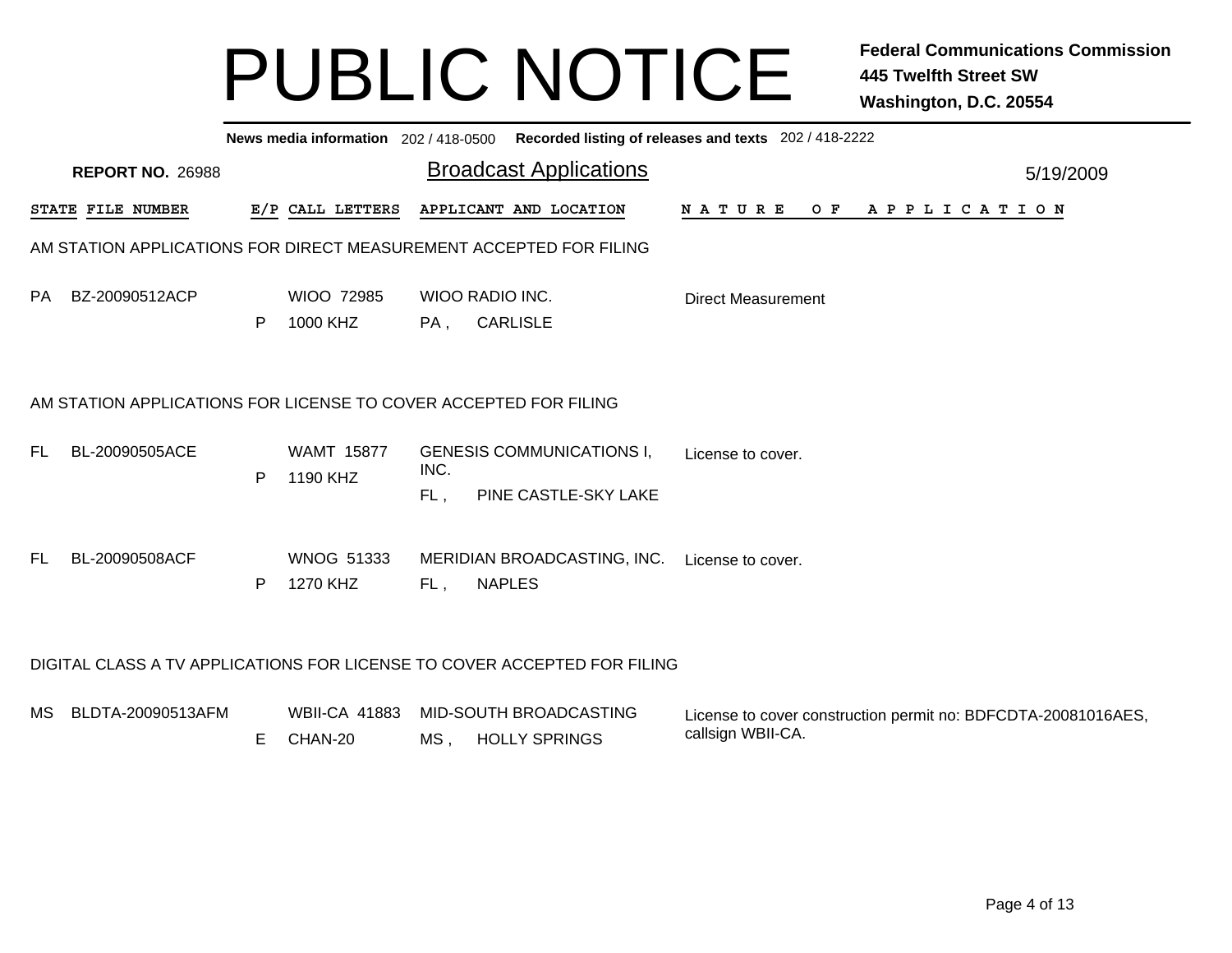# PUBLIC NOTICE

**Federal Communications Commission**
**445 Twelfth Street SW**
**Washington, D.C. 20554**

**News media information** 202 / 418-0500 **Recorded listing of releases and texts** 202 / 418-2222

**REPORT NO.** 26988

## Broadcast Applications

5/19/2009

| STATE | FILE NUMBER | E/P | CALL LETTERS | APPLICANT AND LOCATION | NATURE OF APPLICATION |
|---|---|---|---|---|---|

### AM STATION APPLICATIONS FOR DIRECT MEASUREMENT ACCEPTED FOR FILING

| STATE | FILE NUMBER | E/P | CALL LETTERS | APPLICANT AND LOCATION | NATURE OF APPLICATION |
|---|---|---|---|---|---|
| PA | BZ-20090512ACP | P | WIOO 72985<br>1000 KHZ | WIOO RADIO INC.<br>PA , CARLISLE | Direct Measurement |

### AM STATION APPLICATIONS FOR LICENSE TO COVER ACCEPTED FOR FILING

| STATE | FILE NUMBER | E/P | CALL LETTERS | APPLICANT AND LOCATION | NATURE OF APPLICATION |
|---|---|---|---|---|---|
| FL | BL-20090505ACE | P | WAMT 15877<br>1190 KHZ | GENESIS COMMUNICATIONS I, INC.<br>FL , PINE CASTLE-SKY LAKE | License to cover. |
| FL | BL-20090508ACF | P | WNOG 51333<br>1270 KHZ | MERIDIAN BROADCASTING, INC.<br>FL , NAPLES | License to cover. |

### DIGITAL CLASS A TV APPLICATIONS FOR LICENSE TO COVER ACCEPTED FOR FILING

| STATE | FILE NUMBER | E/P | CALL LETTERS | APPLICANT AND LOCATION | NATURE OF APPLICATION |
|---|---|---|---|---|---|
| MS | BLDTA-20090513AFM | E | WBII-CA 41883<br>CHAN-20 | MID-SOUTH BROADCASTING<br>MS , HOLLY SPRINGS | License to cover construction permit no: BDFCDTA-20081016AES, callsign WBII-CA. |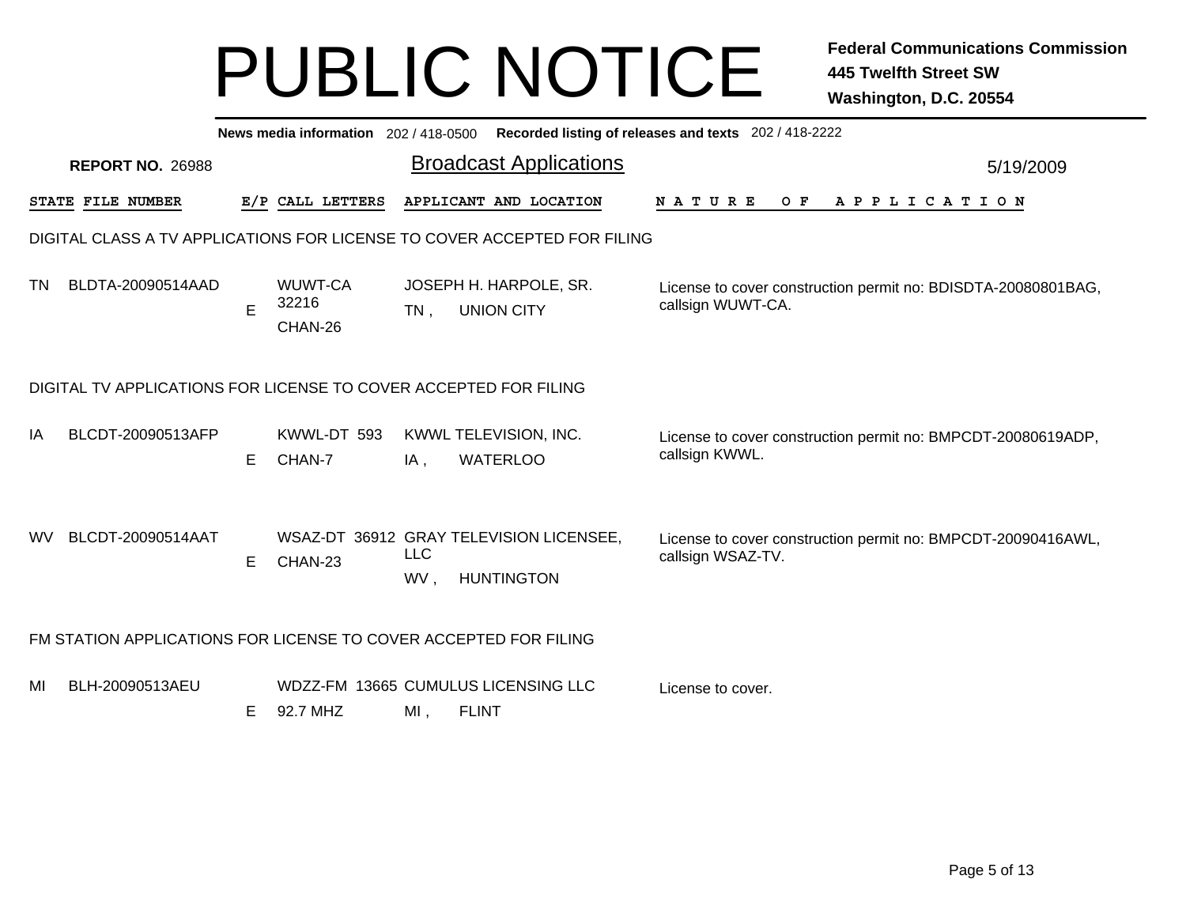# PUBLIC NOTICE

**Federal Communications Commission**
**445 Twelfth Street SW**
**Washington, D.C. 20554**

**News media information** 202 / 418-0500 **Recorded listing of releases and texts** 202 / 418-2222

**REPORT NO.** 26988

## Broadcast Applications

5/19/2009

### DIGITAL CLASS A TV APPLICATIONS FOR LICENSE TO COVER ACCEPTED FOR FILING

| STATE | FILE NUMBER | E/P | CALL LETTERS | APPLICANT AND LOCATION | NATURE OF APPLICATION |
|---|---|---|---|---|---|
| TN | BLDTA-20090514AAD | E | WUWT-CA 32216 CHAN-26 | JOSEPH H. HARPOLE, SR. TN , UNION CITY | License to cover construction permit no: BDISDTA-20080801BAG, callsign WUWT-CA. |

### DIGITAL TV APPLICATIONS FOR LICENSE TO COVER ACCEPTED FOR FILING

| STATE | FILE NUMBER | E/P | CALL LETTERS | APPLICANT AND LOCATION | NATURE OF APPLICATION |
|---|---|---|---|---|---|
| IA | BLCDT-20090513AFP | E | KWWL-DT 593 CHAN-7 | KWWL TELEVISION, INC. IA , WATERLOO | License to cover construction permit no: BMPCDT-20080619ADP, callsign KWWL. |
| WV | BLCDT-20090514AAT | E | WSAZ-DT 36912 CHAN-23 | GRAY TELEVISION LICENSEE, LLC WV , HUNTINGTON | License to cover construction permit no: BMPCDT-20090416AWL, callsign WSAZ-TV. |

### FM STATION APPLICATIONS FOR LICENSE TO COVER ACCEPTED FOR FILING

| STATE | FILE NUMBER | E/P | CALL LETTERS | APPLICANT AND LOCATION | NATURE OF APPLICATION |
|---|---|---|---|---|---|
| MI | BLH-20090513AEU | E | WDZZ-FM 13665 92.7 MHZ | CUMULUS LICENSING LLC MI , FLINT | License to cover. |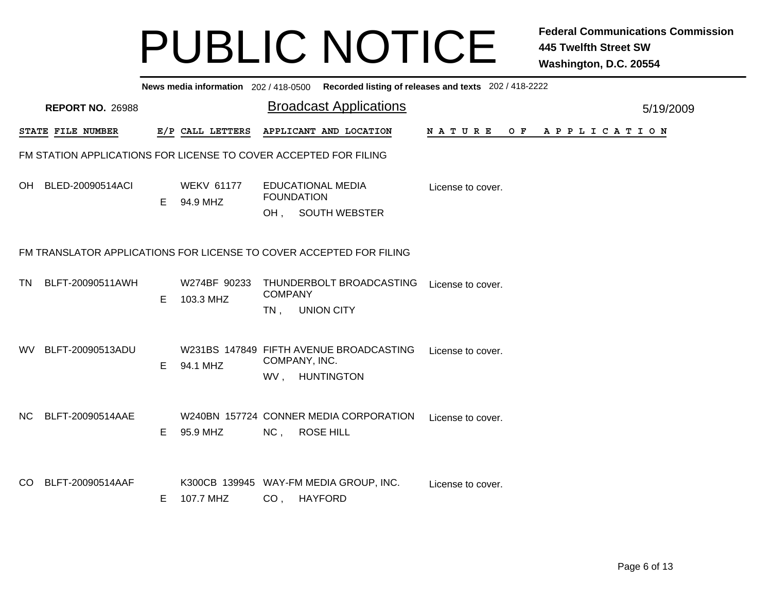# PUBLIC NOTICE

**Federal Communications Commission**
**445 Twelfth Street SW**
**Washington, D.C. 20554**

**News media information** 202 / 418-0500 **Recorded listing of releases and texts** 202 / 418-2222

**REPORT NO.** 26988

## Broadcast Applications

5/19/2009

### FM STATION APPLICATIONS FOR LICENSE TO COVER ACCEPTED FOR FILING

| STATE | FILE NUMBER | E/P | CALL LETTERS | APPLICANT AND LOCATION | NATURE OF APPLICATION |
|---|---|---|---|---|---|
| OH | BLED-20090514ACI | E | WEKV 61177<br>94.9 MHZ | EDUCATIONAL MEDIA FOUNDATION<br>OH , SOUTH WEBSTER | License to cover. |

### FM TRANSLATOR APPLICATIONS FOR LICENSE TO COVER ACCEPTED FOR FILING

| STATE | FILE NUMBER | E/P | CALL LETTERS | APPLICANT AND LOCATION | NATURE OF APPLICATION |
|---|---|---|---|---|---|
| TN | BLFT-20090511AWH | E | W274BF 90233<br>103.3 MHZ | THUNDERBOLT BROADCASTING COMPANY<br>TN , UNION CITY | License to cover. |
| WV | BLFT-20090513ADU | E | W231BS 147849<br>94.1 MHZ | FIFTH AVENUE BROADCASTING COMPANY, INC.<br>WV , HUNTINGTON | License to cover. |
| NC | BLFT-20090514AAE | E | W240BN 157724<br>95.9 MHZ | CONNER MEDIA CORPORATION<br>NC , ROSE HILL | License to cover. |
| CO | BLFT-20090514AAF | E | K300CB 139945<br>107.7 MHZ | WAY-FM MEDIA GROUP, INC.<br>CO , HAYFORD | License to cover. |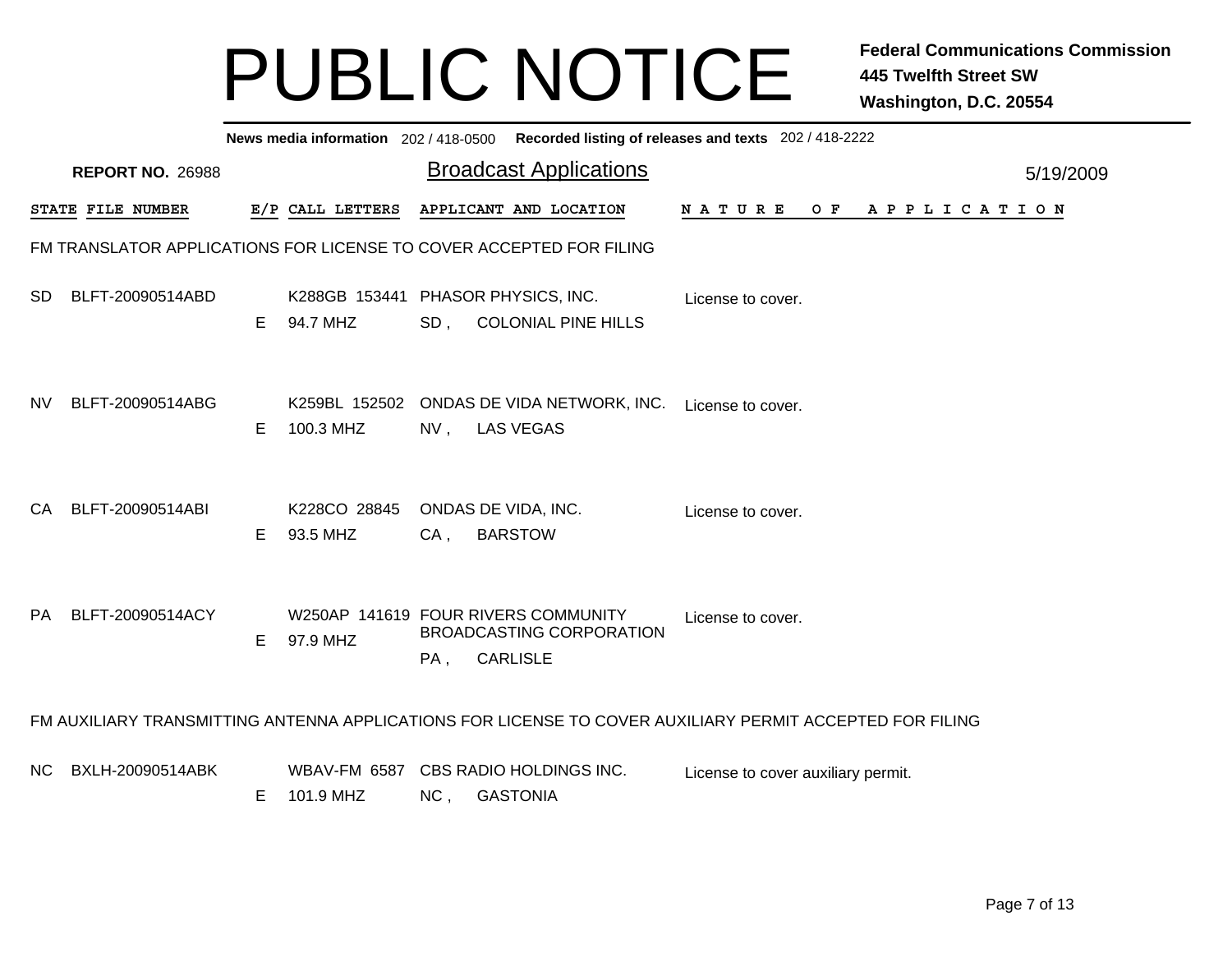# PUBLIC NOTICE

**Federal Communications Commission**
**445 Twelfth Street SW**
**Washington, D.C. 20554**

**News media information** 202 / 418-0500 **Recorded listing of releases and texts** 202 / 418-2222

**REPORT NO.** 26988

## Broadcast Applications

5/19/2009

### FM TRANSLATOR APPLICATIONS FOR LICENSE TO COVER ACCEPTED FOR FILING

| STATE | FILE NUMBER | E/P | CALL LETTERS | APPLICANT AND LOCATION | NATURE OF APPLICATION |
|---|---|---|---|---|---|
| SD | BLFT-20090514ABD | E | K288GB 153441<br>94.7 MHZ | PHASOR PHYSICS, INC.<br>SD , COLONIAL PINE HILLS | License to cover. |
| NV | BLFT-20090514ABG | E | K259BL 152502<br>100.3 MHZ | ONDAS DE VIDA NETWORK, INC.<br>NV , LAS VEGAS | License to cover. |
| CA | BLFT-20090514ABI | E | K228CO 28845<br>93.5 MHZ | ONDAS DE VIDA, INC.<br>CA , BARSTOW | License to cover. |
| PA | BLFT-20090514ACY | E | W250AP 141619<br>97.9 MHZ | FOUR RIVERS COMMUNITY BROADCASTING CORPORATION<br>PA , CARLISLE | License to cover. |

### FM AUXILIARY TRANSMITTING ANTENNA APPLICATIONS FOR LICENSE TO COVER AUXILIARY PERMIT ACCEPTED FOR FILING

| STATE | FILE NUMBER | E/P | CALL LETTERS | APPLICANT AND LOCATION | NATURE OF APPLICATION |
|---|---|---|---|---|---|
| NC | BXLH-20090514ABK | E | WBAV-FM 6587<br>101.9 MHZ | CBS RADIO HOLDINGS INC.<br>NC , GASTONIA | License to cover auxiliary permit. |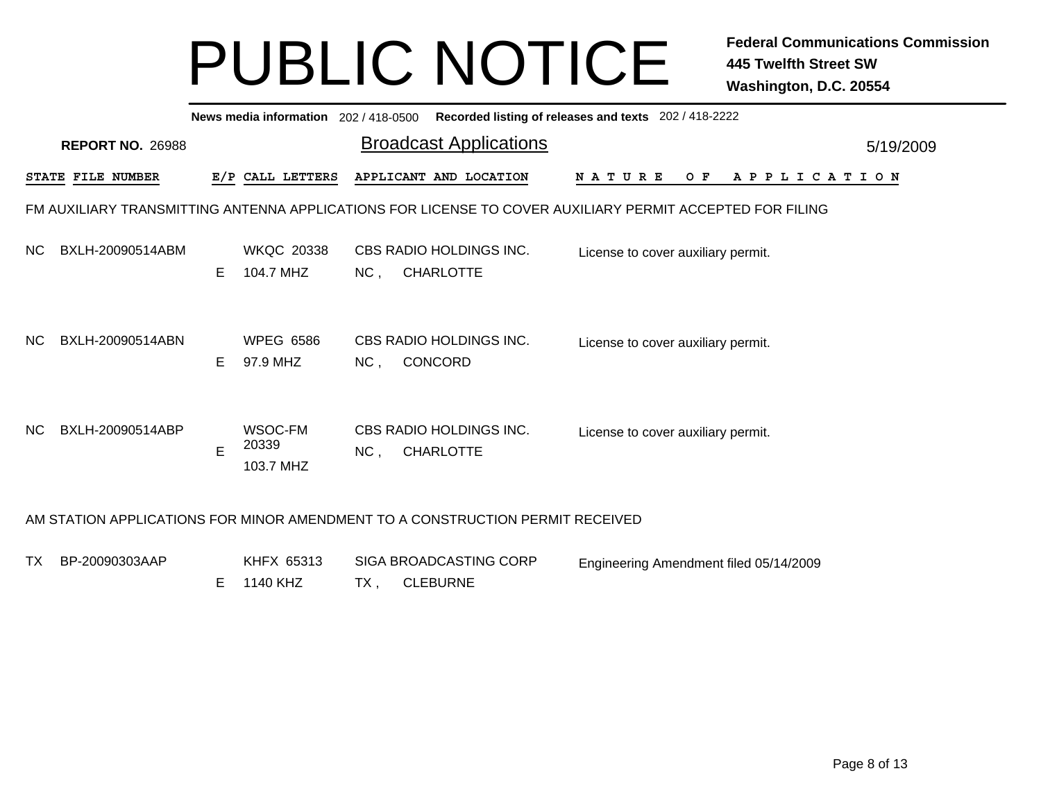# PUBLIC NOTICE

**Federal Communications Commission**
**445 Twelfth Street SW**
**Washington, D.C. 20554**

**News media information** 202 / 418-0500 **Recorded listing of releases and texts** 202 / 418-2222

**REPORT NO.** 26988

## Broadcast Applications

5/19/2009

| STATE | FILE NUMBER | E/P | CALL LETTERS | APPLICANT AND LOCATION | NATURE OF APPLICATION |
|---|---|---|---|---|---|

FM AUXILIARY TRANSMITTING ANTENNA APPLICATIONS FOR LICENSE TO COVER AUXILIARY PERMIT ACCEPTED FOR FILING

| STATE | FILE NUMBER | E/P | CALL LETTERS | APPLICANT AND LOCATION | NATURE OF APPLICATION |
|---|---|---|---|---|---|
| NC | BXLH-20090514ABM | E | WKQC 20338<br>104.7 MHZ | CBS RADIO HOLDINGS INC.<br>NC , CHARLOTTE | License to cover auxiliary permit. |
| NC | BXLH-20090514ABN | E | WPEG 6586<br>97.9 MHZ | CBS RADIO HOLDINGS INC.<br>NC , CONCORD | License to cover auxiliary permit. |
| NC | BXLH-20090514ABP | E | WSOC-FM 20339<br>103.7 MHZ | CBS RADIO HOLDINGS INC.<br>NC , CHARLOTTE | License to cover auxiliary permit. |

AM STATION APPLICATIONS FOR MINOR AMENDMENT TO A CONSTRUCTION PERMIT RECEIVED

| STATE | FILE NUMBER | E/P | CALL LETTERS | APPLICANT AND LOCATION | NATURE OF APPLICATION |
|---|---|---|---|---|---|
| TX | BP-20090303AAP | E | KHFX 65313<br>1140 KHZ | SIGA BROADCASTING CORP<br>TX , CLEBURNE | Engineering Amendment filed 05/14/2009 |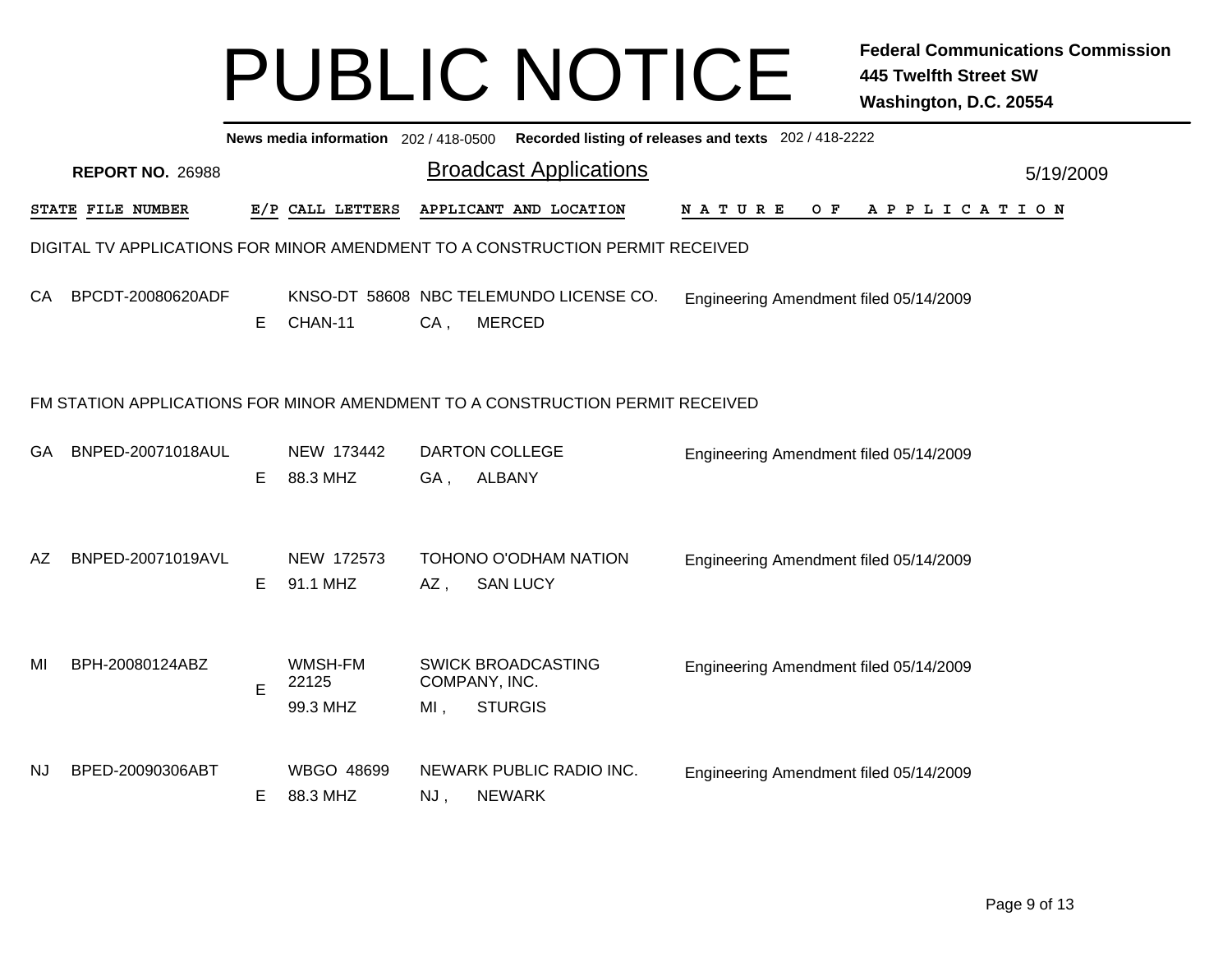# PUBLIC NOTICE

**Federal Communications Commission**
**445 Twelfth Street SW**
**Washington, D.C. 20554**

**News media information** 202 / 418-0500 **Recorded listing of releases and texts** 202 / 418-2222

**REPORT NO.** 26988

## Broadcast Applications

5/19/2009

### DIGITAL TV APPLICATIONS FOR MINOR AMENDMENT TO A CONSTRUCTION PERMIT RECEIVED

| STATE | FILE NUMBER | E/P | CALL LETTERS | APPLICANT AND LOCATION | NATURE OF APPLICATION |
|---|---|---|---|---|---|
| CA | BPCDT-20080620ADF | E | KNSO-DT 58608<br>CHAN-11 | NBC TELEMUNDO LICENSE CO.<br>CA , MERCED | Engineering Amendment filed 05/14/2009 |

### FM STATION APPLICATIONS FOR MINOR AMENDMENT TO A CONSTRUCTION PERMIT RECEIVED

| STATE | FILE NUMBER | E/P | CALL LETTERS | APPLICANT AND LOCATION | NATURE OF APPLICATION |
|---|---|---|---|---|---|
| GA | BNPED-20071018AUL | E | NEW 173442<br>88.3 MHZ | DARTON COLLEGE<br>GA , ALBANY | Engineering Amendment filed 05/14/2009 |
| AZ | BNPED-20071019AVL | E | NEW 172573<br>91.1 MHZ | TOHONO O'ODHAM NATION<br>AZ , SAN LUCY | Engineering Amendment filed 05/14/2009 |
| MI | BPH-20080124ABZ | E | WMSH-FM 22125<br>99.3 MHZ | SWICK BROADCASTING COMPANY, INC.<br>MI , STURGIS | Engineering Amendment filed 05/14/2009 |
| NJ | BPED-20090306ABT | E | WBGO 48699<br>88.3 MHZ | NEWARK PUBLIC RADIO INC.<br>NJ , NEWARK | Engineering Amendment filed 05/14/2009 |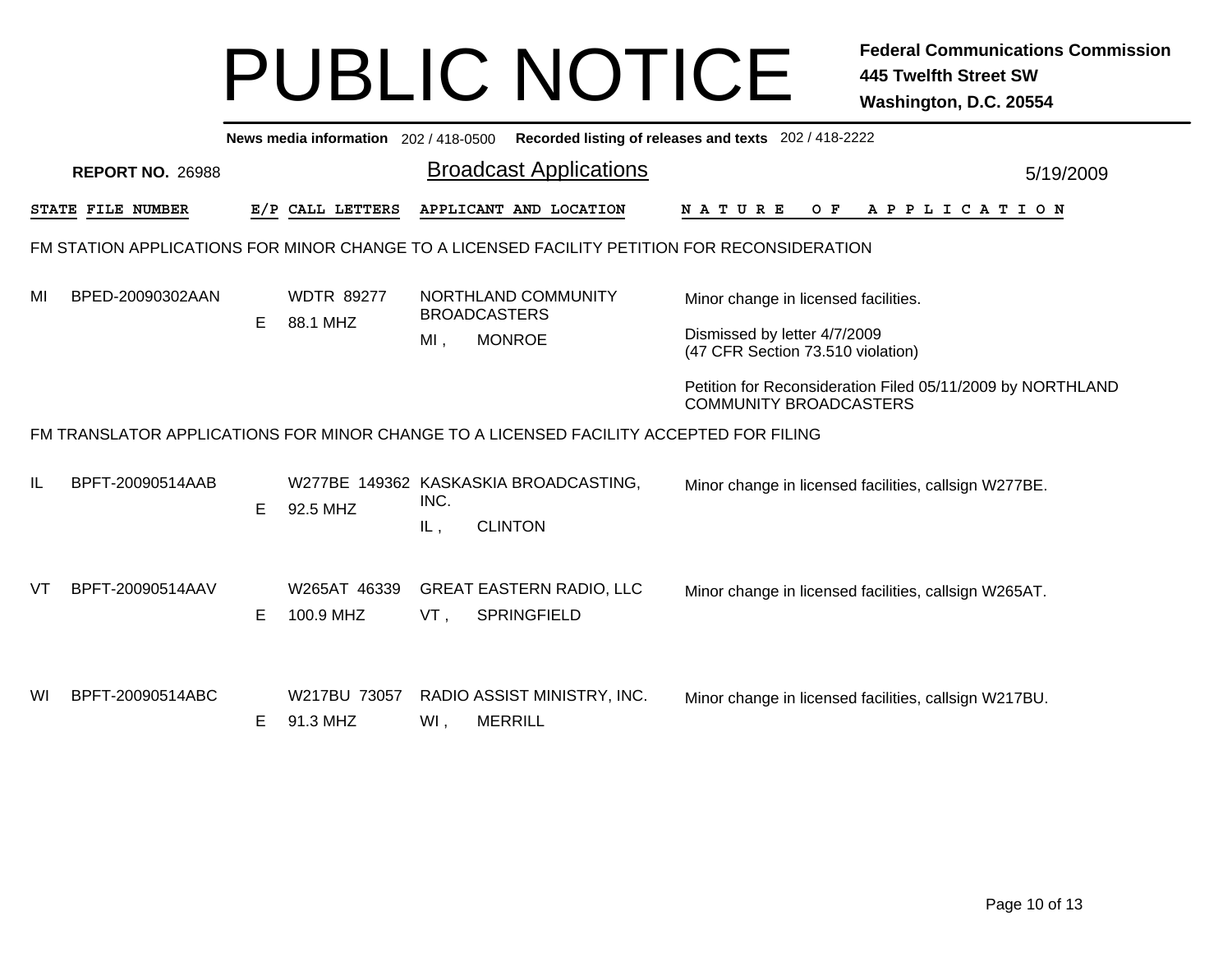# PUBLIC NOTICE

**Federal Communications Commission**
**445 Twelfth Street SW**
**Washington, D.C. 20554**

**News media information** 202 / 418-0500 **Recorded listing of releases and texts** 202 / 418-2222

**REPORT NO.** 26988

## Broadcast Applications

5/19/2009

| STATE | FILE NUMBER | E/P | CALL LETTERS | APPLICANT AND LOCATION | NATURE OF APPLICATION |
|---|---|---|---|---|---|

### FM STATION APPLICATIONS FOR MINOR CHANGE TO A LICENSED FACILITY PETITION FOR RECONSIDERATION

| STATE | FILE NUMBER | E/P | CALL LETTERS | APPLICANT AND LOCATION | NATURE OF APPLICATION |
|---|---|---|---|---|---|
| MI | BPED-20090302AAN | E | WDTR 89277<br>88.1 MHZ | NORTHLAND COMMUNITY BROADCASTERS<br>MI , MONROE | Minor change in licensed facilities.<br><br>Dismissed by letter 4/7/2009<br>(47 CFR Section 73.510 violation)<br><br>Petition for Reconsideration Filed 05/11/2009 by NORTHLAND COMMUNITY BROADCASTERS |

### FM TRANSLATOR APPLICATIONS FOR MINOR CHANGE TO A LICENSED FACILITY ACCEPTED FOR FILING

| STATE | FILE NUMBER | E/P | CALL LETTERS | APPLICANT AND LOCATION | NATURE OF APPLICATION |
|---|---|---|---|---|---|
| IL | BPFT-20090514AAB | E | W277BE 149362<br>92.5 MHZ | KASKASKIA BROADCASTING, INC.<br>IL , CLINTON | Minor change in licensed facilities, callsign W277BE. |
| VT | BPFT-20090514AAV | E | W265AT 46339<br>100.9 MHZ | GREAT EASTERN RADIO, LLC<br>VT , SPRINGFIELD | Minor change in licensed facilities, callsign W265AT. |
| WI | BPFT-20090514ABC | E | W217BU 73057<br>91.3 MHZ | RADIO ASSIST MINISTRY, INC.<br>WI , MERRILL | Minor change in licensed facilities, callsign W217BU. |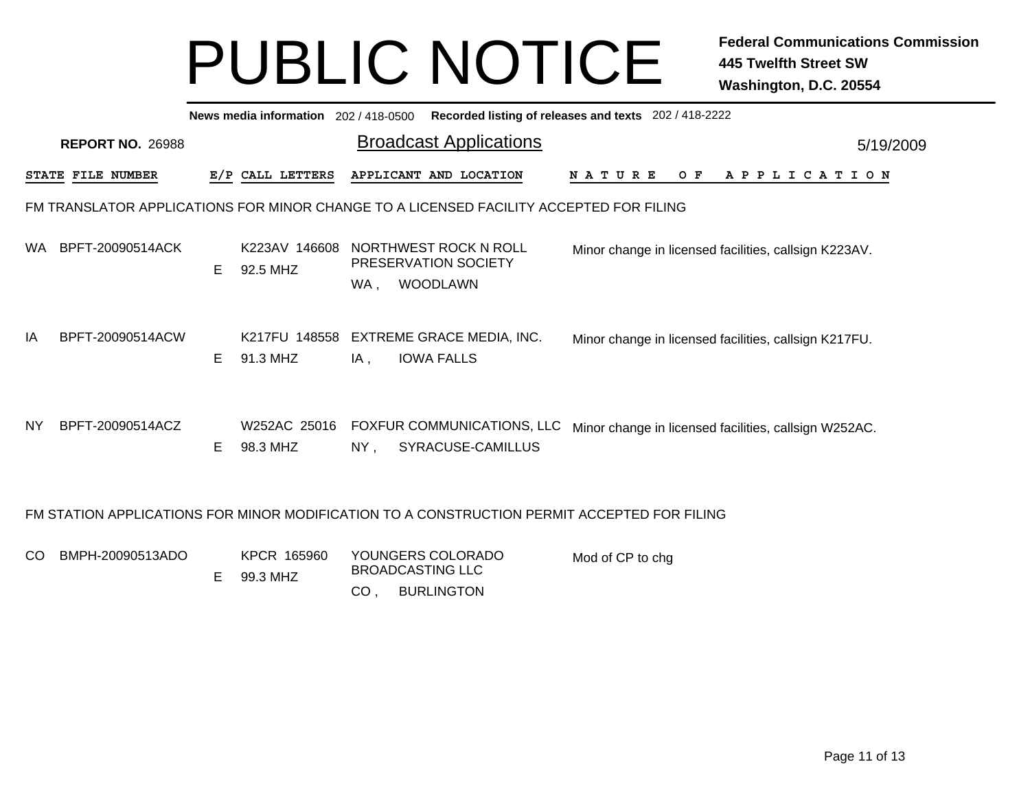# PUBLIC NOTICE

**Federal Communications Commission**
**445 Twelfth Street SW**
**Washington, D.C. 20554**

**News media information** 202 / 418-0500 **Recorded listing of releases and texts** 202 / 418-2222

**REPORT NO.** 26988

## Broadcast Applications

5/19/2009

| STATE | FILE NUMBER | E/P | CALL LETTERS | APPLICANT AND LOCATION | NATURE OF APPLICATION |
|---|---|---|---|---|---|

### FM TRANSLATOR APPLICATIONS FOR MINOR CHANGE TO A LICENSED FACILITY ACCEPTED FOR FILING

| STATE | FILE NUMBER | E/P | CALL LETTERS | APPLICANT AND LOCATION | NATURE OF APPLICATION |
|---|---|---|---|---|---|
| WA | BPFT-20090514ACK | E | K223AV 146608 92.5 MHZ | NORTHWEST ROCK N ROLL PRESERVATION SOCIETY WA , WOODLAWN | Minor change in licensed facilities, callsign K223AV. |
| IA | BPFT-20090514ACW | E | K217FU 148558 91.3 MHZ | EXTREME GRACE MEDIA, INC. IA , IOWA FALLS | Minor change in licensed facilities, callsign K217FU. |
| NY | BPFT-20090514ACZ | E | W252AC 25016 98.3 MHZ | FOXFUR COMMUNICATIONS, LLC NY , SYRACUSE-CAMILLUS | Minor change in licensed facilities, callsign W252AC. |

### FM STATION APPLICATIONS FOR MINOR MODIFICATION TO A CONSTRUCTION PERMIT ACCEPTED FOR FILING

| STATE | FILE NUMBER | E/P | CALL LETTERS | APPLICANT AND LOCATION | NATURE OF APPLICATION |
|---|---|---|---|---|---|
| CO | BMPH-20090513ADO | E | KPCR 165960 99.3 MHZ | YOUNGERS COLORADO BROADCASTING LLC CO , BURLINGTON | Mod of CP to chg |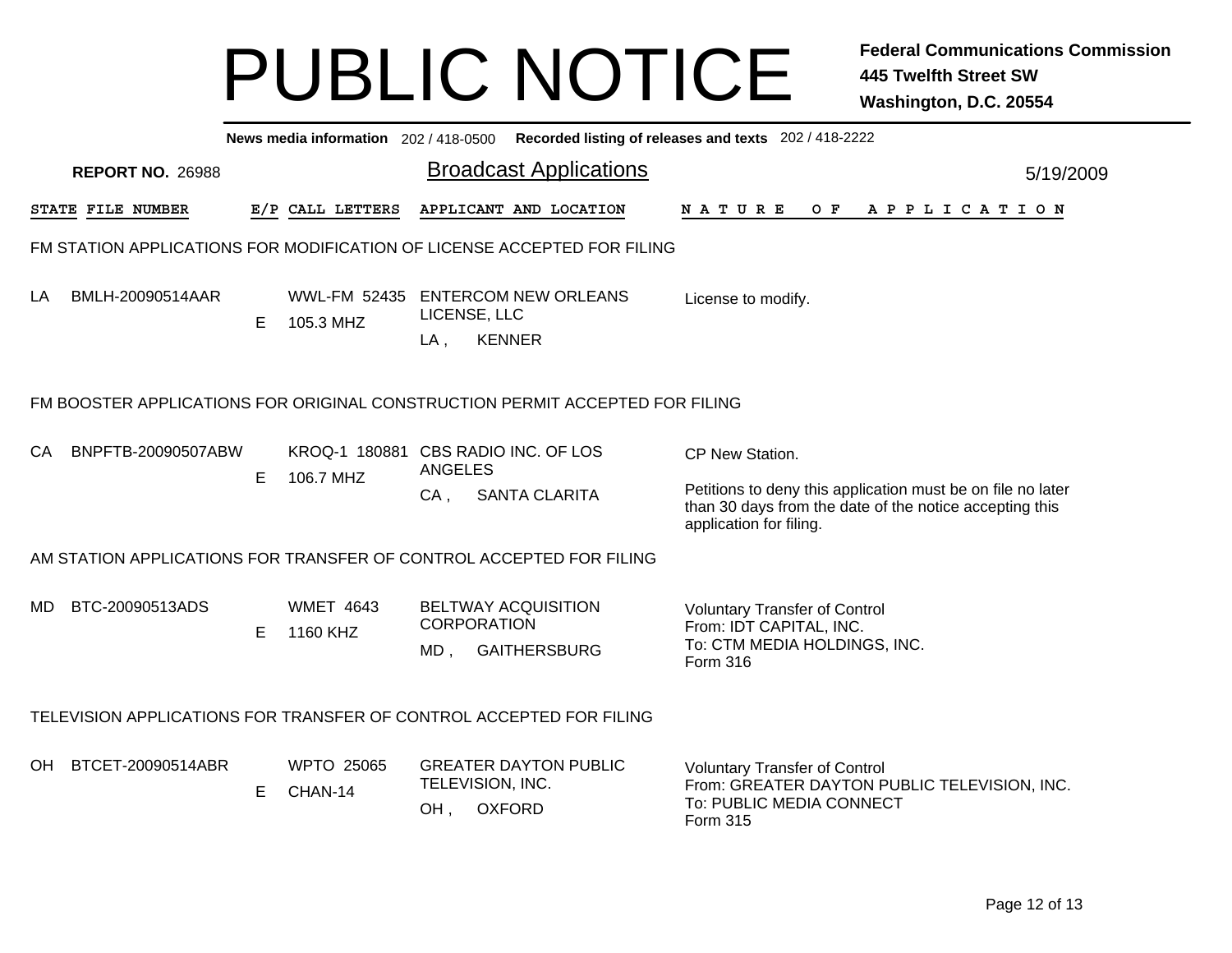# PUBLIC NOTICE

**Federal Communications Commission**
**445 Twelfth Street SW**
**Washington, D.C. 20554**

**News media information** 202 / 418-0500 **Recorded listing of releases and texts** 202 / 418-2222

**REPORT NO.** 26988

## Broadcast Applications

5/19/2009

| STATE | FILE NUMBER | E/P | CALL LETTERS | APPLICANT AND LOCATION | NATURE OF APPLICATION |
|---|---|---|---|---|---|

### FM STATION APPLICATIONS FOR MODIFICATION OF LICENSE ACCEPTED FOR FILING

| STATE | FILE NUMBER | E/P | CALL LETTERS | APPLICANT AND LOCATION | NATURE OF APPLICATION |
|---|---|---|---|---|---|
| LA | BMLH-20090514AAR | E | WWL-FM 52435<br>105.3 MHZ | ENTERCOM NEW ORLEANS LICENSE, LLC<br>LA , KENNER | License to modify. |

### FM BOOSTER APPLICATIONS FOR ORIGINAL CONSTRUCTION PERMIT ACCEPTED FOR FILING

| STATE | FILE NUMBER | E/P | CALL LETTERS | APPLICANT AND LOCATION | NATURE OF APPLICATION |
|---|---|---|---|---|---|
| CA | BNPFTB-20090507ABW | E | KROQ-1 180881<br>106.7 MHZ | CBS RADIO INC. OF LOS ANGELES<br>CA , SANTA CLARITA | CP New Station.<br><br>Petitions to deny this application must be on file no later than 30 days from the date of the notice accepting this application for filing. |

### AM STATION APPLICATIONS FOR TRANSFER OF CONTROL ACCEPTED FOR FILING

| STATE | FILE NUMBER | E/P | CALL LETTERS | APPLICANT AND LOCATION | NATURE OF APPLICATION |
|---|---|---|---|---|---|
| MD | BTC-20090513ADS | E | WMET 4643<br>1160 KHZ | BELTWAY ACQUISITION CORPORATION<br>MD , GAITHERSBURG | Voluntary Transfer of Control<br>From: IDT CAPITAL, INC.<br>To: CTM MEDIA HOLDINGS, INC.<br>Form 316 |

### TELEVISION APPLICATIONS FOR TRANSFER OF CONTROL ACCEPTED FOR FILING

| STATE | FILE NUMBER | E/P | CALL LETTERS | APPLICANT AND LOCATION | NATURE OF APPLICATION |
|---|---|---|---|---|---|
| OH | BTCET-20090514ABR | E | WPTO 25065<br>CHAN-14 | GREATER DAYTON PUBLIC TELEVISION, INC.<br>OH , OXFORD | Voluntary Transfer of Control<br>From: GREATER DAYTON PUBLIC TELEVISION, INC.<br>To: PUBLIC MEDIA CONNECT<br>Form 315 |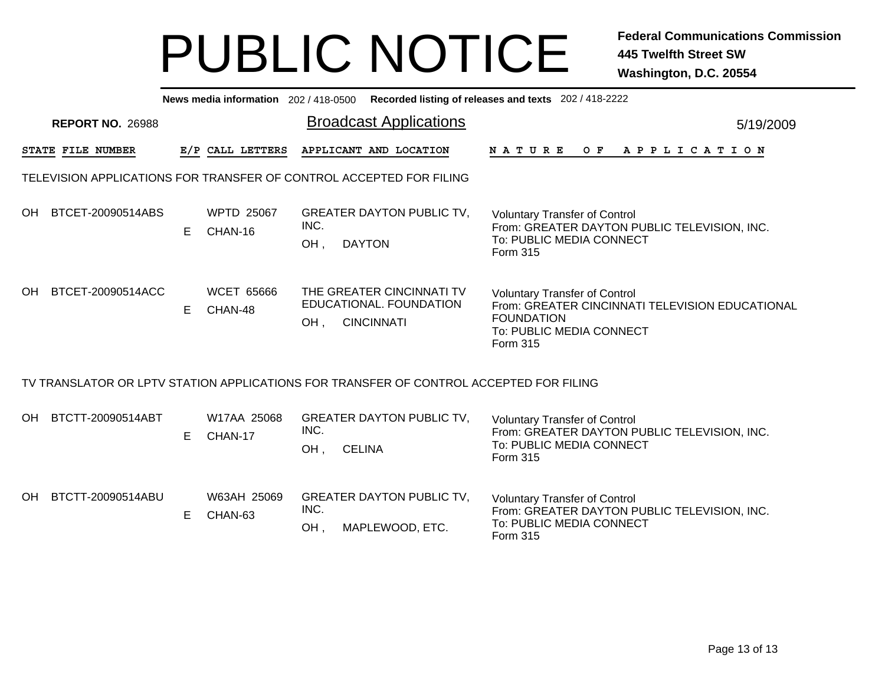# PUBLIC NOTICE

**Federal Communications Commission**
**445 Twelfth Street SW**
**Washington, D.C. 20554**

**News media information** 202 / 418-0500 **Recorded listing of releases and texts** 202 / 418-2222

**REPORT NO.** 26988

## Broadcast Applications

5/19/2009

### TELEVISION APPLICATIONS FOR TRANSFER OF CONTROL ACCEPTED FOR FILING

| STATE | FILE NUMBER | E/P | CALL LETTERS | APPLICANT AND LOCATION | NATURE OF APPLICATION |
|---|---|---|---|---|---|
| OH | BTCET-20090514ABS | E | WPTD 25067 CHAN-16 | GREATER DAYTON PUBLIC TV, INC. OH , DAYTON | Voluntary Transfer of Control From: GREATER DAYTON PUBLIC TELEVISION, INC. To: PUBLIC MEDIA CONNECT Form 315 |
| OH | BTCET-20090514ACC | E | WCET 65666 CHAN-48 | THE GREATER CINCINNATI TV EDUCATIONAL. FOUNDATION OH , CINCINNATI | Voluntary Transfer of Control From: GREATER CINCINNATI TELEVISION EDUCATIONAL FOUNDATION To: PUBLIC MEDIA CONNECT Form 315 |

### TV TRANSLATOR OR LPTV STATION APPLICATIONS FOR TRANSFER OF CONTROL ACCEPTED FOR FILING

| STATE | FILE NUMBER | E/P | CALL LETTERS | APPLICANT AND LOCATION | NATURE OF APPLICATION |
|---|---|---|---|---|---|
| OH | BTCTT-20090514ABT | E | W17AA 25068 CHAN-17 | GREATER DAYTON PUBLIC TV, INC. OH , CELINA | Voluntary Transfer of Control From: GREATER DAYTON PUBLIC TELEVISION, INC. To: PUBLIC MEDIA CONNECT Form 315 |
| OH | BTCTT-20090514ABU | E | W63AH 25069 CHAN-63 | GREATER DAYTON PUBLIC TV, INC. OH , MAPLEWOOD, ETC. | Voluntary Transfer of Control From: GREATER DAYTON PUBLIC TELEVISION, INC. To: PUBLIC MEDIA CONNECT Form 315 |